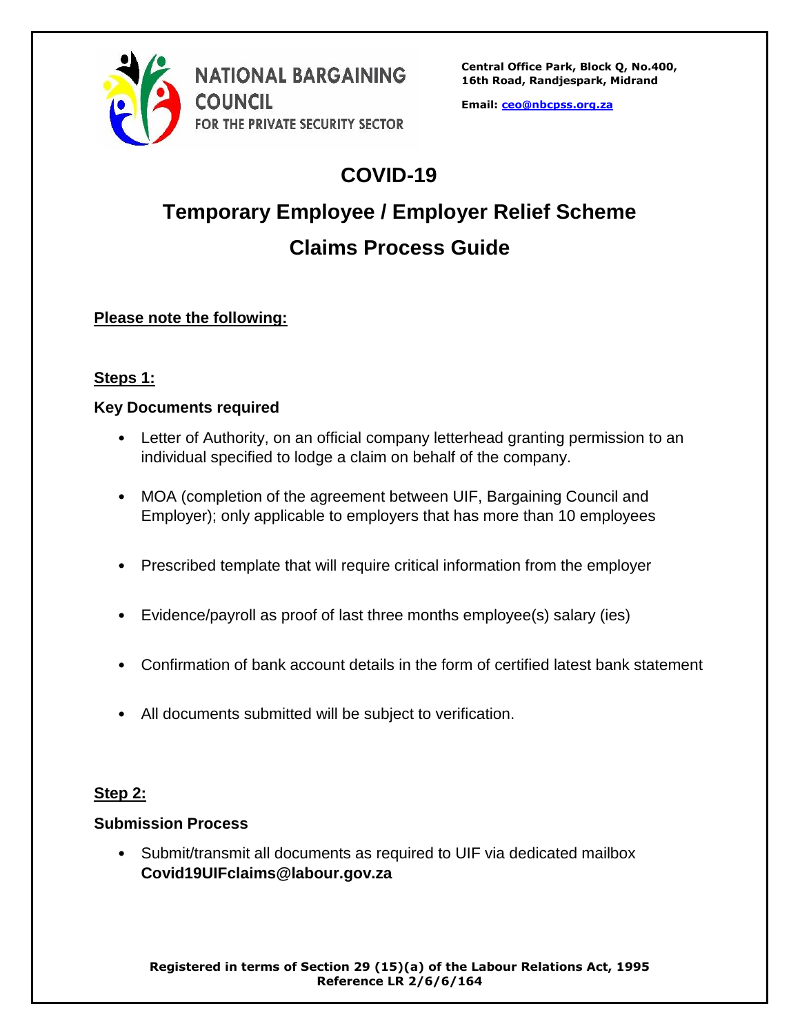NATIONAL BARGAINING COUNCIL FOR THE PRIVATE SECURITY SECTOR

**Central Office Park, Block Q, No.400, 16th Road, Randjespark, Midrand**

**Email: ceo@nbcpss.org.za**

# COVID-19

# Temporary Employee / Employer Relief Scheme

# Claims Process Guide

**Please note the following:**

## Steps 1:

**Key Documents required**

- Letter of Authority, on an official company letterhead granting permission to an individual specified to lodge a claim on behalf of the company.
- MOA (completion of the agreement between UIF, Bargaining Council and Employer); only applicable to employers that has more than 10 employees
- Prescribed template that will require critical information from the employer
- Evidence/payroll as proof of last three months employee(s) salary (ies)
- Confirmation of bank account details in the form of certified latest bank statement
- All documents submitted will be subject to verification.

## Step 2:

**Submission Process**

- Submit/transmit all documents as required to UIF via dedicated mailbox **Covid19UIFclaims@labour.gov.za**

**Registered in terms of Section 29 (15)(a) of the Labour Relations Act, 1995**
**Reference LR 2/6/6/164**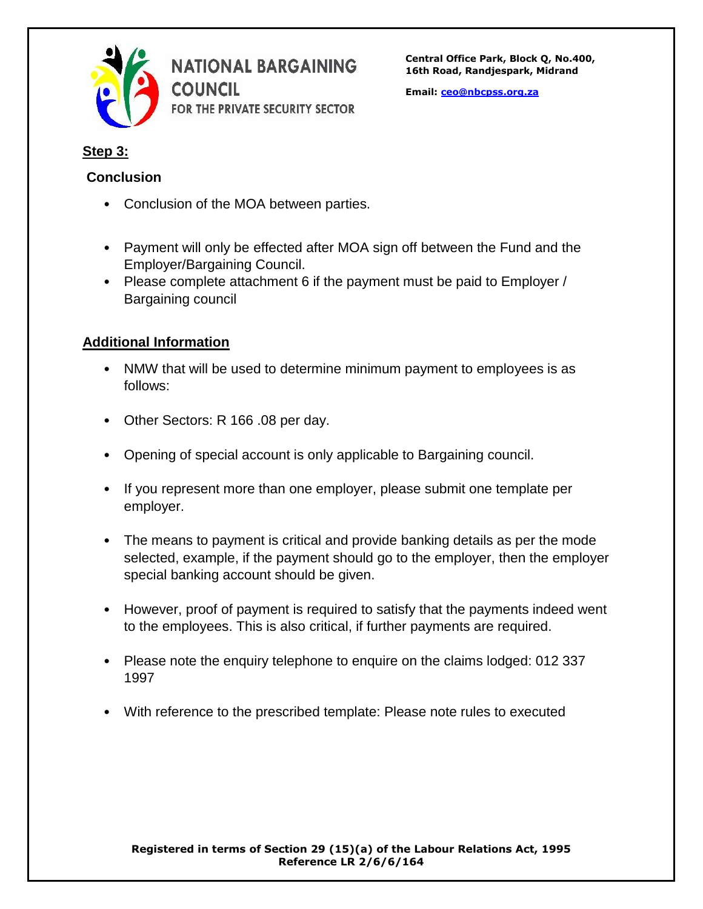## Step 3:

**Conclusion**

- Conclusion of the MOA between parties.

- Payment will only be effected after MOA sign off between the Fund and the Employer/Bargaining Council.
- Please complete attachment 6 if the payment must be paid to Employer / Bargaining council

## Additional Information

- NMW that will be used to determine minimum payment to employees is as follows:

- Other Sectors: R 166 .08 per day.

- Opening of special account is only applicable to Bargaining council.

- If you represent more than one employer, please submit one template per employer.

- The means to payment is critical and provide banking details as per the mode selected, example, if the payment should go to the employer, then the employer special banking account should be given.

- However, proof of payment is required to satisfy that the payments indeed went to the employees. This is also critical, if further payments are required.

- Please note the enquiry telephone to enquire on the claims lodged: 012 337 1997

- With reference to the prescribed template: Please note rules to executed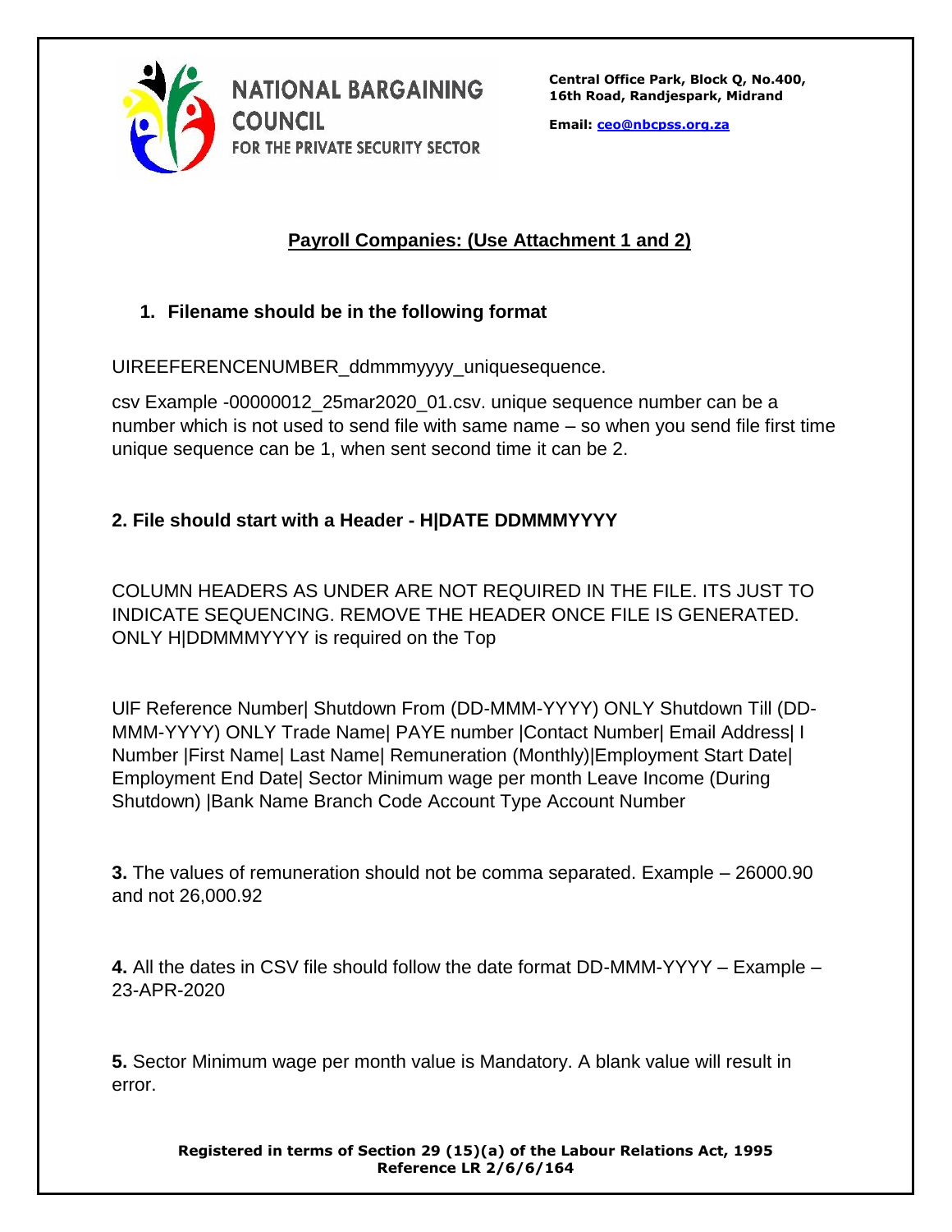NATIONAL BARGAINING COUNCIL FOR THE PRIVATE SECURITY SECTOR

**Central Office Park, Block Q, No.400, 16th Road, Randjespark, Midrand**

**Email: ceo@nbcpss.org.za**

## Payroll Companies: (Use Attachment 1 and 2)

### 1. Filename should be in the following format

UIREEFERENCENUMBER_ddmmmyyyy_uniquesequence.

csv Example -00000012_25mar2020_01.csv. unique sequence number can be a number which is not used to send file with same name – so when you send file first time unique sequence can be 1, when sent second time it can be 2.

### 2. File should start with a Header - H|DATE DDMMMYYYY

COLUMN HEADERS AS UNDER ARE NOT REQUIRED IN THE FILE. ITS JUST TO INDICATE SEQUENCING. REMOVE THE HEADER ONCE FILE IS GENERATED. ONLY H|DDMMMYYYY is required on the Top

UIF Reference Number| Shutdown From (DD-MMM-YYYY) ONLY Shutdown Till (DD-MMM-YYYY) ONLY Trade Name| PAYE number |Contact Number| Email Address| I Number |First Name| Last Name| Remuneration (Monthly)|Employment Start Date| Employment End Date| Sector Minimum wage per month Leave Income (During Shutdown) |Bank Name Branch Code Account Type Account Number

**3.** The values of remuneration should not be comma separated. Example – 26000.90 and not 26,000.92

**4.** All the dates in CSV file should follow the date format DD-MMM-YYYY – Example – 23-APR-2020

**5.** Sector Minimum wage per month value is Mandatory. A blank value will result in error.

**Registered in terms of Section 29 (15)(a) of the Labour Relations Act, 1995**
**Reference LR 2/6/6/164**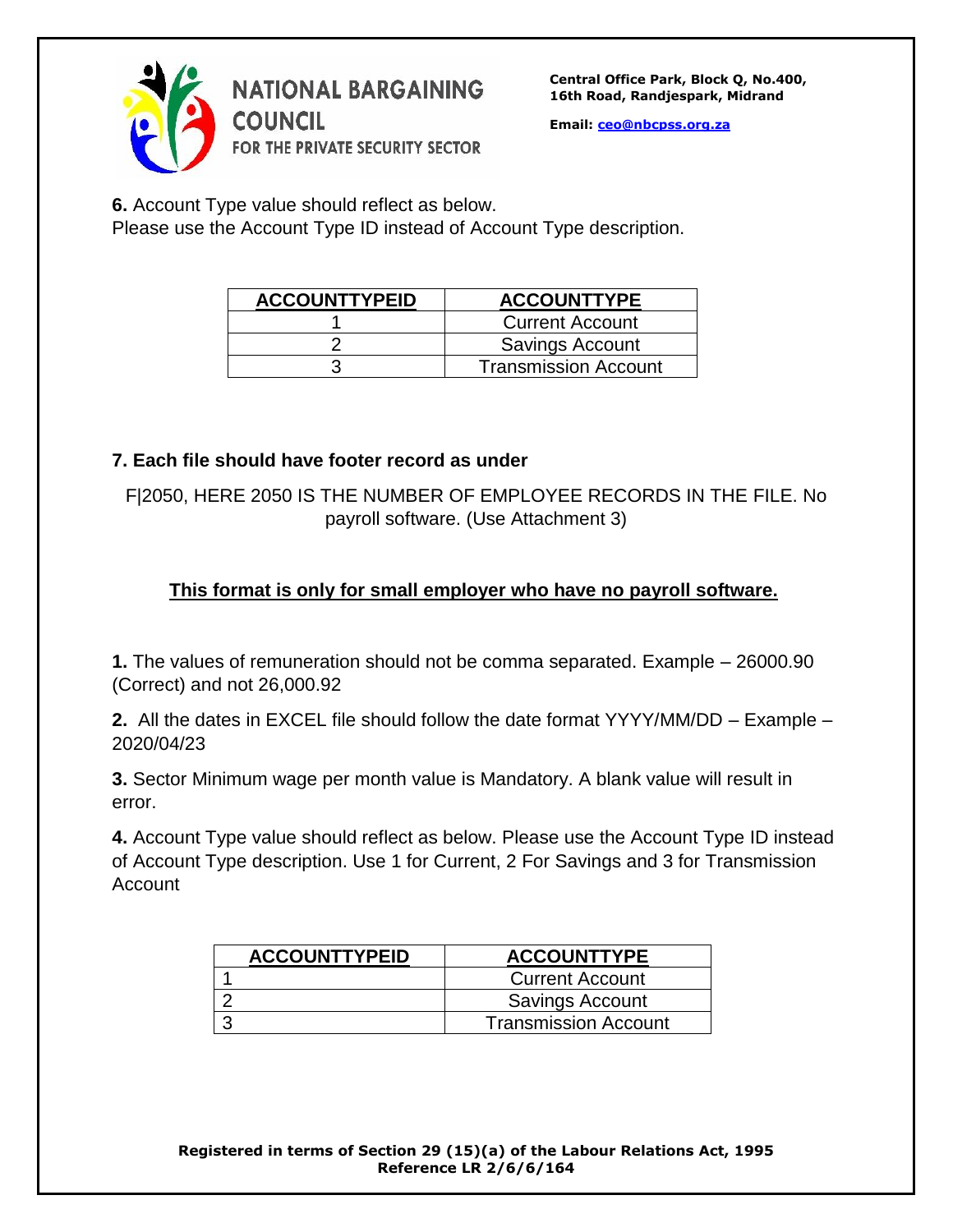**6.** Account Type value should reflect as below.
Please use the Account Type ID instead of Account Type description.

| ACCOUNTTYPEID | ACCOUNTTYPE |
|---|---|
| 1 | Current Account |
| 2 | Savings Account |
| 3 | Transmission Account |

**7. Each file should have footer record as under**

F|2050, HERE 2050 IS THE NUMBER OF EMPLOYEE RECORDS IN THE FILE. No payroll software. (Use Attachment 3)

**<u>This format is only for small employer who have no payroll software.</u>**

**1.** The values of remuneration should not be comma separated. Example – 26000.90 (Correct) and not 26,000.92

**2.** All the dates in EXCEL file should follow the date format YYYY/MM/DD – Example – 2020/04/23

**3.** Sector Minimum wage per month value is Mandatory. A blank value will result in error.

**4.** Account Type value should reflect as below. Please use the Account Type ID instead of Account Type description. Use 1 for Current, 2 For Savings and 3 for Transmission Account

| ACCOUNTTYPEID | ACCOUNTTYPE |
|---|---|
| 1 | Current Account |
| 2 | Savings Account |
| 3 | Transmission Account |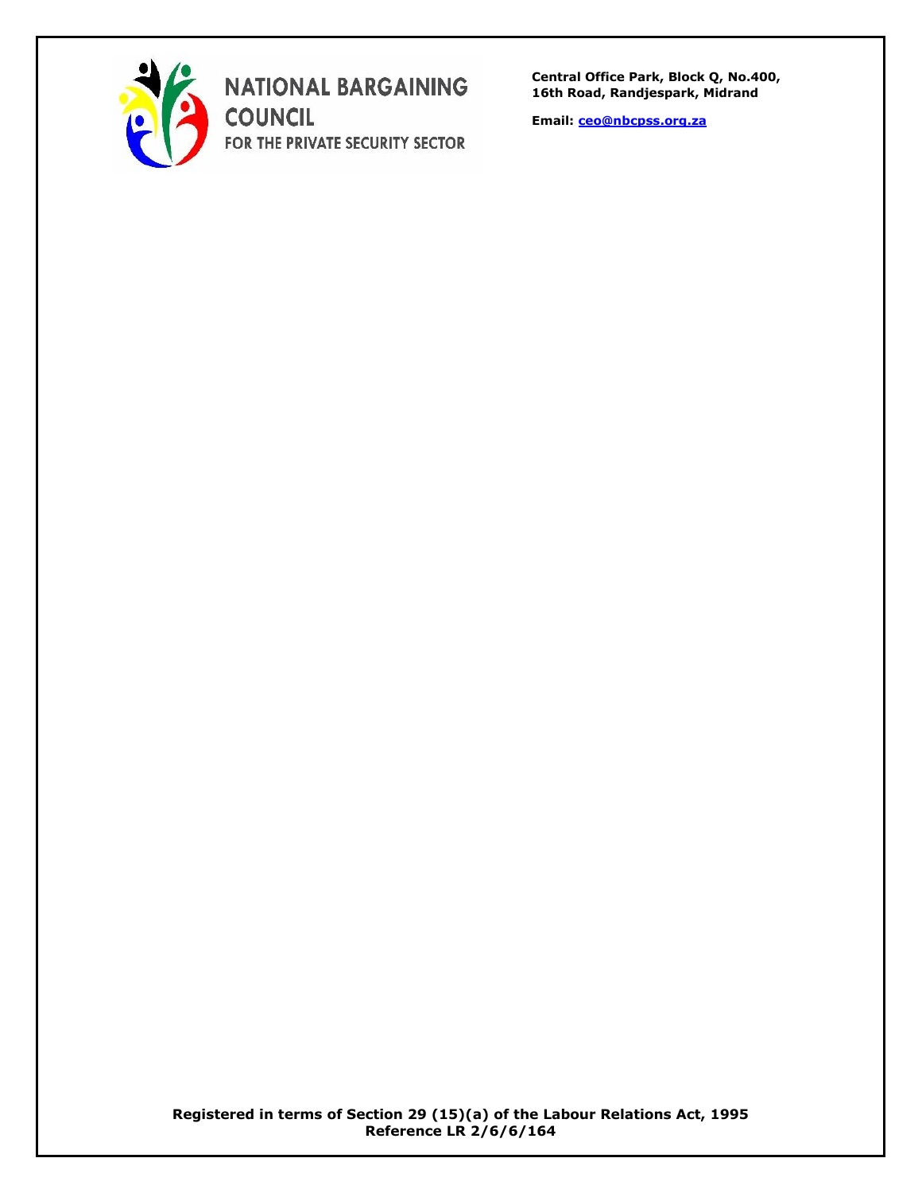NATIONAL BARGAINING COUNCIL
FOR THE PRIVATE SECURITY SECTOR

**Central Office Park, Block Q, No.400, 16th Road, Randjespark, Midrand**

**Email: ceo@nbcpss.org.za**

**Registered in terms of Section 29 (15)(a) of the Labour Relations Act, 1995**
**Reference LR 2/6/6/164**